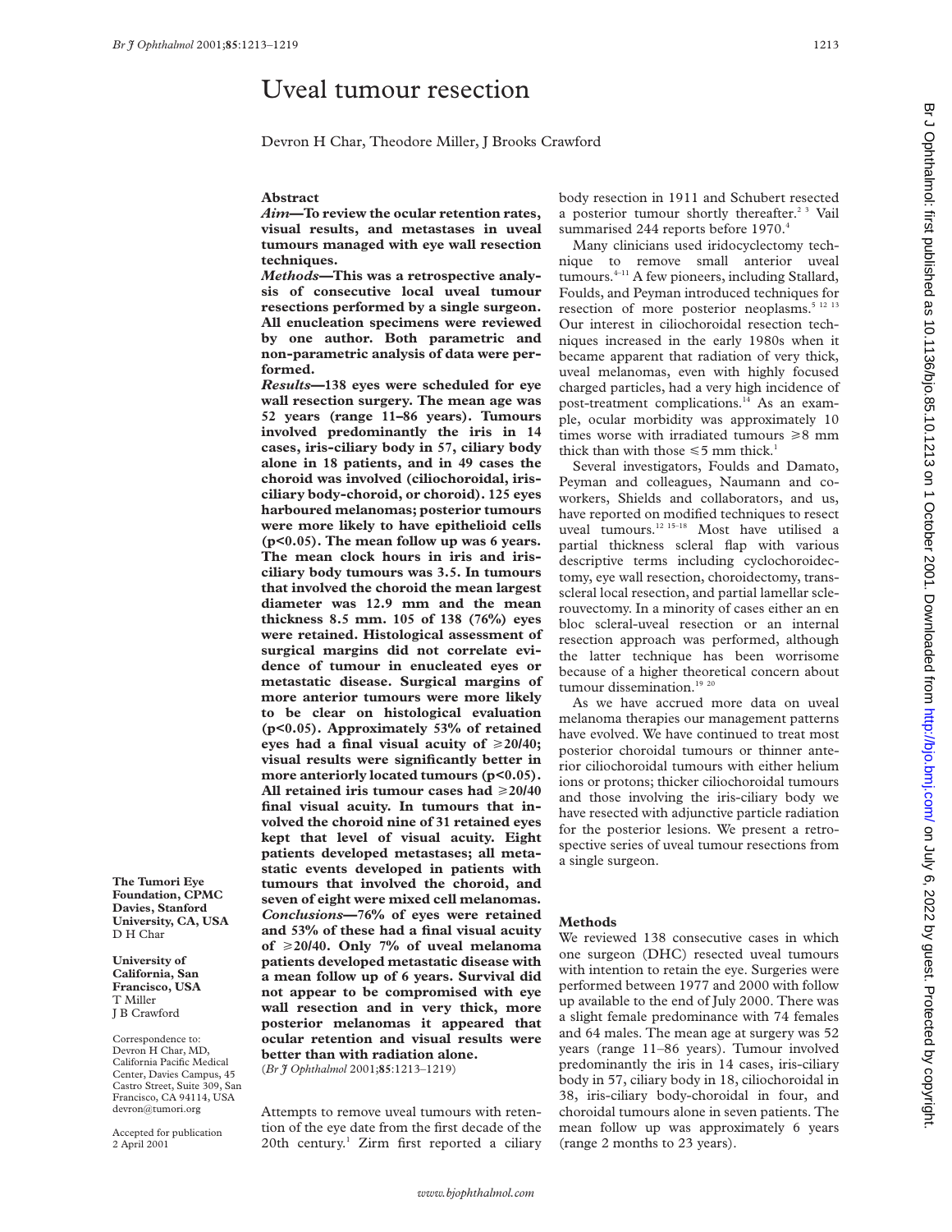# Uveal tumour resection

Devron H Char, Theodore Miller, J Brooks Crawford

## Abstract

***Aim*—To review the ocular retention rates, visual results, and metastases in uveal tumours managed with eye wall resection techniques.**

***Methods*—This was a retrospective analysis of consecutive local uveal tumour resections performed by a single surgeon. All enucleation specimens were reviewed by one author. Both parametric and non-parametric analysis of data were performed.**

***Results*—138 eyes were scheduled for eye wall resection surgery. The mean age was 52 years (range 11–86 years). Tumours involved predominantly the iris in 14 cases, iris-ciliary body in 57, ciliary body alone in 18 patients, and in 49 cases the choroid was involved (ciliochoroidal, iris-ciliary body-choroid, or choroid). 125 eyes harboured melanomas; posterior tumours were more likely to have epithelioid cells ($p<0.05$). The mean follow up was 6 years. The mean clock hours in iris and iris-ciliary body tumours was 3.5. In tumours that involved the choroid the mean largest diameter was 12.9 mm and the mean thickness 8.5 mm. 105 of 138 (76%) eyes were retained. Histological assessment of surgical margins did not correlate evidence of tumour in enucleated eyes or metastatic disease. Surgical margins of more anterior tumours were more likely to be clear on histological evaluation ($p<0.05$). Approximately 53% of retained eyes had a final visual acuity of ≥20/40; visual results were significantly better in more anteriorly located tumours ($p<0.05$). All retained iris tumour cases had ≥20/40 final visual acuity. In tumours that involved the choroid nine of 31 retained eyes kept that level of visual acuity. Eight patients developed metastases; all metastatic events developed in patients with tumours that involved the choroid, and seven of eight were mixed cell melanomas.**

***Conclusions*—76% of eyes were retained and 53% of these had a final visual acuity of ≥20/40. Only 7% of uveal melanoma patients developed metastatic disease with a mean follow up of 6 years. Survival did not appear to be compromised with eye wall resection and in very thick, more posterior melanomas it appeared that ocular retention and visual results were better than with radiation alone.**

(*Br J Ophthalmol* 2001;**85**:1213–1219)

Attempts to remove uveal tumours with retention of the eye date from the first decade of the 20th century.[1] Zirm first reported a ciliary body resection in 1911 and Schubert resected a posterior tumour shortly thereafter.[2,3] Vail summarised 244 reports before 1970.[4]

Many clinicians used iridocyclectomy technique to remove small anterior uveal tumours.[4–11] A few pioneers, including Stallard, Foulds, and Peyman introduced techniques for resection of more posterior neoplasms.[5,12,13] Our interest in ciliochoroidal resection techniques increased in the early 1980s when it became apparent that radiation of very thick, uveal melanomas, even with highly focused charged particles, had a very high incidence of post-treatment complications.[14] As an example, ocular morbidity was approximately 10 times worse with irradiated tumours ≥8 mm thick than with those ≤5 mm thick.[1]

Several investigators, Foulds and Damato, Peyman and colleagues, Naumann and coworkers, Shields and collaborators, and us, have reported on modified techniques to resect uveal tumours.[12,15–18] Most have utilised a partial thickness scleral flap with various descriptive terms including cyclochoroidectomy, eye wall resection, choroidectomy, transscleral local resection, and partial lamellar sclerouvectomy. In a minority of cases either an en bloc scleral-uveal resection or an internal resection approach was performed, although the latter technique has been worrisome because of a higher theoretical concern about tumour dissemination.[19,20]

As we have accrued more data on uveal melanoma therapies our management patterns have evolved. We have continued to treat most posterior choroidal tumours or thinner anterior ciliochoroidal tumours with either helium ions or protons; thicker ciliochoroidal tumours and those involving the iris-ciliary body we have resected with adjunctive particle radiation for the posterior lesions. We present a retrospective series of uveal tumour resections from a single surgeon.

## Methods

We reviewed 138 consecutive cases in which one surgeon (DHC) resected uveal tumours with intention to retain the eye. Surgeries were performed between 1977 and 2000 with follow up available to the end of July 2000. There was a slight female predominance with 74 females and 64 males. The mean age at surgery was 52 years (range 11–86 years). Tumour involved predominantly the iris in 14 cases, iris-ciliary body in 57, ciliary body in 18, ciliochoroidal in 38, iris-ciliary body-choroidal in four, and choroidal tumours alone in seven patients. The mean follow up was approximately 6 years (range 2 months to 23 years).

The Tumori Eye Foundation, CPMC Davies, Stanford University, CA, USA
D H Char

University of California, San Francisco, USA
T Miller
J B Crawford

Correspondence to: Devron H Char, MD, California Pacific Medical Center, Davies Campus, 45 Castro Street, Suite 309, San Francisco, CA 94114, USA
devron@tumori.org

Accepted for publication 2 April 2001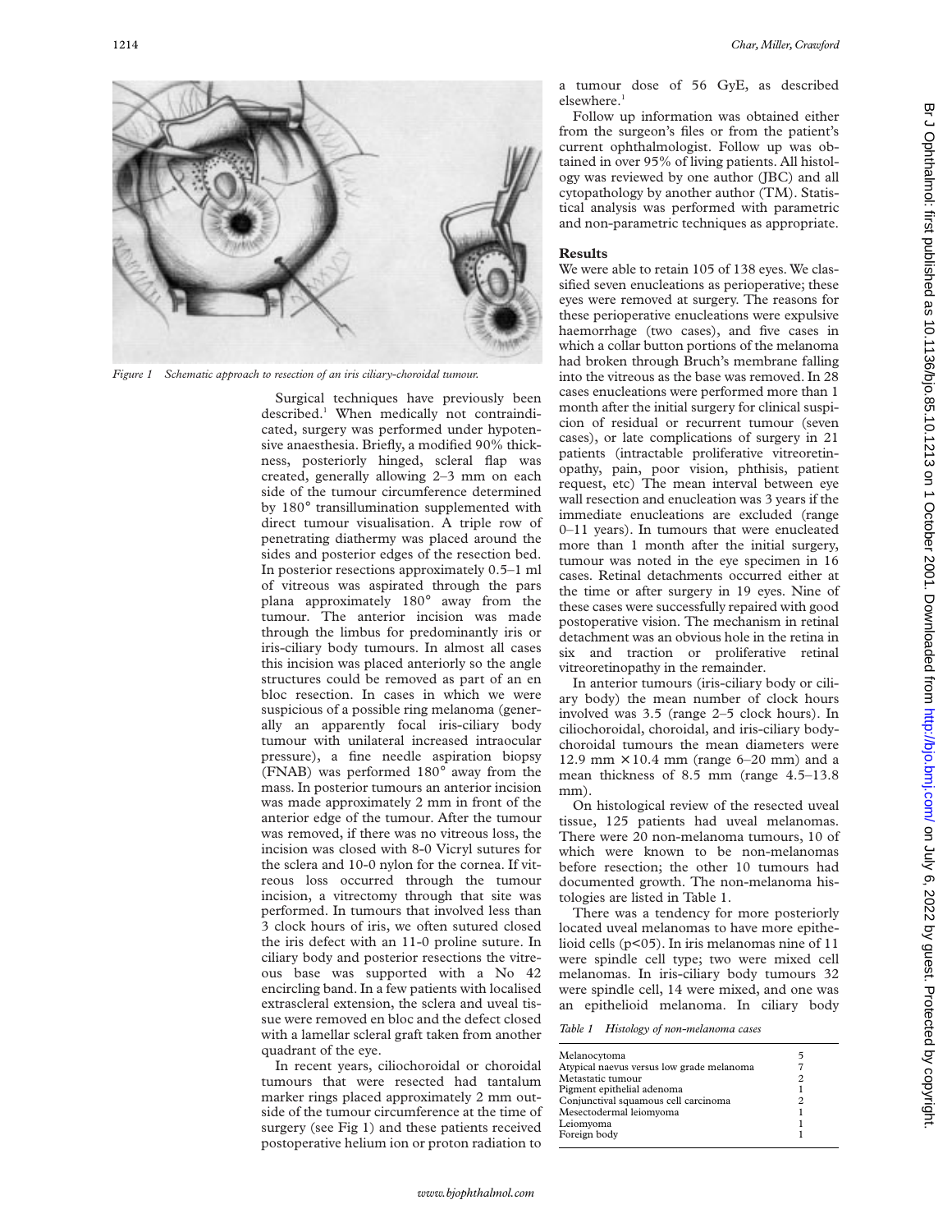*Figure 1 Schematic approach to resection of an iris ciliary-choroidal tumour.*

Surgical techniques have previously been described.[1] When medically not contraindicated, surgery was performed under hypotensive anaesthesia. Briefly, a modified 90% thickness, posteriorly hinged, scleral flap was created, generally allowing 2–3 mm on each side of the tumour circumference determined by 180° transillumination supplemented with direct tumour visualisation. A triple row of penetrating diathermy was placed around the sides and posterior edges of the resection bed. In posterior resections approximately 0.5–1 ml of vitreous was aspirated through the pars plana approximately 180° away from the tumour. The anterior incision was made through the limbus for predominantly iris or iris-ciliary body tumours. In almost all cases this incision was placed anteriorly so the angle structures could be removed as part of an en bloc resection. In cases in which we were suspicious of a possible ring melanoma (generally an apparently focal iris-ciliary body tumour with unilateral increased intraocular pressure), a fine needle aspiration biopsy (FNAB) was performed 180° away from the mass. In posterior tumours an anterior incision was made approximately 2 mm in front of the anterior edge of the tumour. After the tumour was removed, if there was no vitreous loss, the incision was closed with 8-0 Vicryl sutures for the sclera and 10-0 nylon for the cornea. If vitreous loss occurred through the tumour incision, a vitrectomy through that site was performed. In tumours that involved less than 3 clock hours of iris, we often sutured closed the iris defect with an 11-0 proline suture. In ciliary body and posterior resections the vitreous base was supported with a No 42 encircling band. In a few patients with localised extrascleral extension, the sclera and uveal tissue were removed en bloc and the defect closed with a lamellar scleral graft taken from another quadrant of the eye.

In recent years, ciliochoroidal or choroidal tumours that were resected had tantalum marker rings placed approximately 2 mm outside of the tumour circumference at the time of surgery (see Fig 1) and these patients received postoperative helium ion or proton radiation to a tumour dose of 56 GyE, as described elsewhere.[1]

Follow up information was obtained either from the surgeon's files or from the patient's current ophthalmologist. Follow up was obtained in over 95% of living patients. All histology was reviewed by one author (JBC) and all cytopathology by another author (TM). Statistical analysis was performed with parametric and non-parametric techniques as appropriate.

## Results

We were able to retain 105 of 138 eyes. We classified seven enucleations as perioperative; these eyes were removed at surgery. The reasons for these perioperative enucleations were expulsive haemorrhage (two cases), and five cases in which a collar button portions of the melanoma had broken through Bruch's membrane falling into the vitreous as the base was removed. In 28 cases enucleations were performed more than 1 month after the initial surgery for clinical suspicion of residual or recurrent tumour (seven cases), or late complications of surgery in 21 patients (intractable proliferative vitreoretinopathy, pain, poor vision, phthisis, patient request, etc) The mean interval between eye wall resection and enucleation was 3 years if the immediate enucleations are excluded (range 0–11 years). In tumours that were enucleated more than 1 month after the initial surgery, tumour was noted in the eye specimen in 16 cases. Retinal detachments occurred either at the time or after surgery in 19 eyes. Nine of these cases were successfully repaired with good postoperative vision. The mechanism in retinal detachment was an obvious hole in the retina in six and traction or proliferative retinal vitreoretinopathy in the remainder.

In anterior tumours (iris-ciliary body or ciliary body) the mean number of clock hours involved was 3.5 (range 2–5 clock hours). In ciliochoroidal, choroidal, and iris-ciliary body-choroidal tumours the mean diameters were 12.9 mm × 10.4 mm (range 6–20 mm) and a mean thickness of 8.5 mm (range 4.5–13.8 mm).

On histological review of the resected uveal tissue, 125 patients had uveal melanomas. There were 20 non-melanoma tumours, 10 of which were known to be non-melanomas before resection; the other 10 tumours had documented growth. The non-melanoma histologies are listed in Table 1.

There was a tendency for more posteriorly located uveal melanomas to have more epithelioid cells ($p<05$). In iris melanomas nine of 11 were spindle cell type; two were mixed cell melanomas. In iris-ciliary body tumours 32 were spindle cell, 14 were mixed, and one was an epithelioid melanoma. In ciliary body

*Table 1 Histology of non-melanoma cases*

| | |
|---|---|
| Melanocytoma | 5 |
| Atypical naevus versus low grade melanoma | 7 |
| Metastatic tumour | 2 |
| Pigment epithelial adenoma | 1 |
| Conjunctival squamous cell carcinoma | 2 |
| Mesectodermal leiomyoma | 1 |
| Leiomyoma | 1 |
| Foreign body | 1 |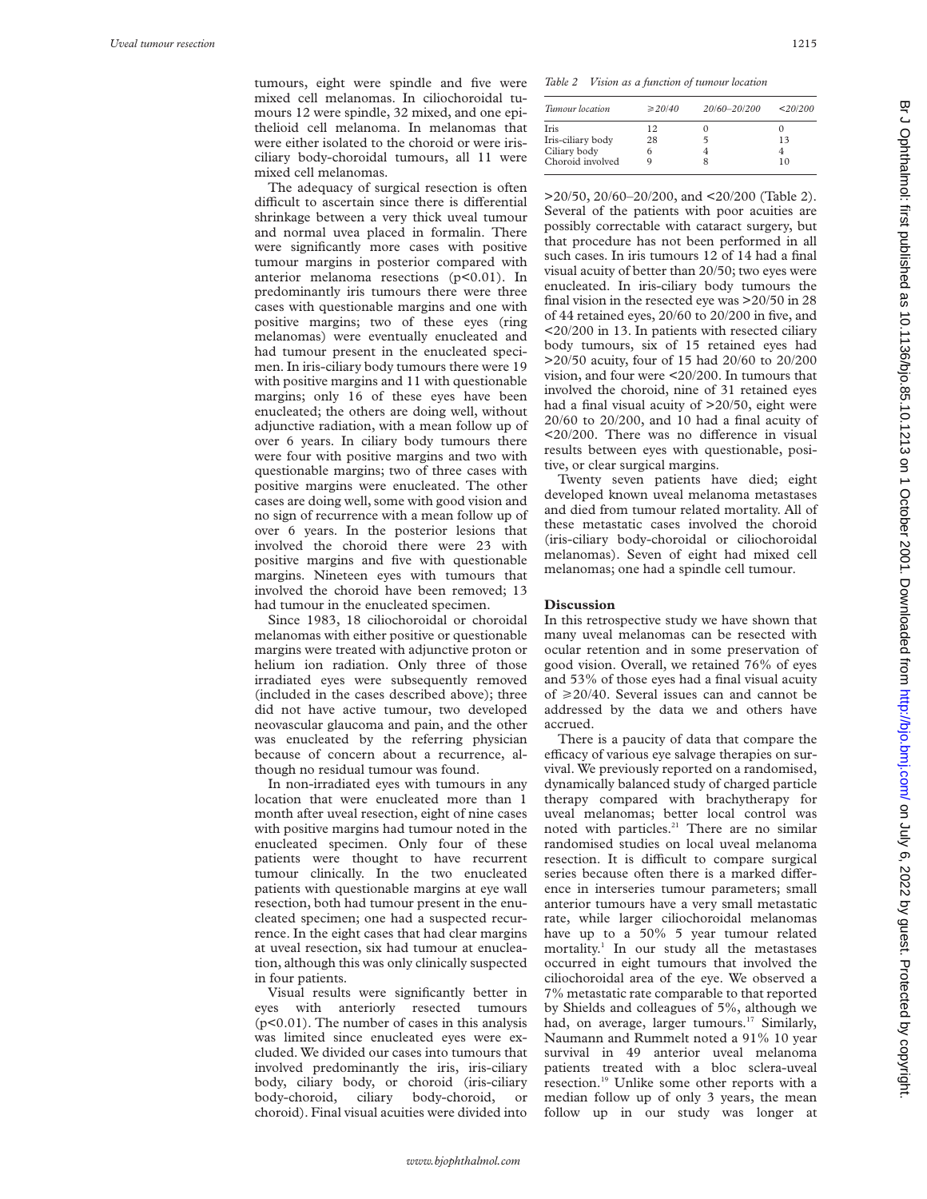tumours, eight were spindle and five were mixed cell melanomas. In ciliochoroidal tumours 12 were spindle, 32 mixed, and one epithelioid cell melanoma. In melanomas that were either isolated to the choroid or were iris-ciliary body-choroidal tumours, all 11 were mixed cell melanomas.

The adequacy of surgical resection is often difficult to ascertain since there is differential shrinkage between a very thick uveal tumour and normal uvea placed in formalin. There were significantly more cases with positive tumour margins in posterior compared with anterior melanoma resections ($p<0.01$). In predominantly iris tumours there were three cases with questionable margins and one with positive margins; two of these eyes (ring melanomas) were eventually enucleated and had tumour present in the enucleated specimen. In iris-ciliary body tumours there were 19 with positive margins and 11 with questionable margins; only 16 of these eyes have been enucleated; the others are doing well, without adjunctive radiation, with a mean follow up of over 6 years. In ciliary body tumours there were four with positive margins and two with questionable margins; two of three cases with positive margins were enucleated. The other cases are doing well, some with good vision and no sign of recurrence with a mean follow up of over 6 years. In the posterior lesions that involved the choroid there were 23 with positive margins and five with questionable margins. Nineteen eyes with tumours that involved the choroid have been removed; 13 had tumour in the enucleated specimen.

Since 1983, 18 ciliochoroidal or choroidal melanomas with either positive or questionable margins were treated with adjunctive proton or helium ion radiation. Only three of those irradiated eyes were subsequently removed (included in the cases described above); three did not have active tumour, two developed neovascular glaucoma and pain, and the other was enucleated by the referring physician because of concern about a recurrence, although no residual tumour was found.

In non-irradiated eyes with tumours in any location that were enucleated more than 1 month after uveal resection, eight of nine cases with positive margins had tumour noted in the enucleated specimen. Only four of these patients were thought to have recurrent tumour clinically. In the two enucleated patients with questionable margins at eye wall resection, both had tumour present in the enucleated specimen; one had a suspected recurrence. In the eight cases that had clear margins at uveal resection, six had tumour at enucleation, although this was only clinically suspected in four patients.

Visual results were significantly better in eyes with anteriorly resected tumours ($p<0.01$). The number of cases in this analysis was limited since enucleated eyes were excluded. We divided our cases into tumours that involved predominantly the iris, iris-ciliary body, ciliary body, or choroid (iris-ciliary body-choroid, ciliary body-choroid, or choroid). Final visual acuities were divided into >20/50, 20/60–20/200, and <20/200 (Table 2). Several of the patients with poor acuities are possibly correctable with cataract surgery, but that procedure has not been performed in all such cases. In iris tumours 12 of 14 had a final visual acuity of better than 20/50; two eyes were enucleated. In iris-ciliary body tumours the final vision in the resected eye was >20/50 in 28 of 44 retained eyes, 20/60 to 20/200 in five, and <20/200 in 13. In patients with resected ciliary body tumours, six of 15 retained eyes had >20/50 acuity, four of 15 had 20/60 to 20/200 vision, and four were <20/200. In tumours that involved the choroid, nine of 31 retained eyes had a final visual acuity of >20/50, eight were 20/60 to 20/200, and 10 had a final acuity of <20/200. There was no difference in visual results between eyes with questionable, positive, or clear surgical margins.

*Table 2 Vision as a function of tumour location*

| *Tumour location* | *≥20/40* | *20/60–20/200* | *<20/200* |
|---|---|---|---|
| Iris | 12 | 0 | 0 |
| Iris-ciliary body | 28 | 5 | 13 |
| Ciliary body | 6 | 4 | 4 |
| Choroid involved | 9 | 8 | 10 |

Twenty seven patients have died; eight developed known uveal melanoma metastases and died from tumour related mortality. All of these metastatic cases involved the choroid (iris-ciliary body-choroidal or ciliochoroidal melanomas). Seven of eight had mixed cell melanomas; one had a spindle cell tumour.

## Discussion

In this retrospective study we have shown that many uveal melanomas can be resected with ocular retention and in some preservation of good vision. Overall, we retained 76% of eyes and 53% of those eyes had a final visual acuity of ≥20/40. Several issues can and cannot be addressed by the data we and others have accrued.

There is a paucity of data that compare the efficacy of various eye salvage therapies on survival. We previously reported on a randomised, dynamically balanced study of charged particle therapy compared with brachytherapy for uveal melanomas; better local control was noted with particles.[21] There are no similar randomised studies on local uveal melanoma resection. It is difficult to compare surgical series because often there is a marked difference in interseries tumour parameters; small anterior tumours have a very small metastatic rate, while larger ciliochoroidal melanomas have up to a 50% 5 year tumour related mortality.[1] In our study all the metastases occurred in eight tumours that involved the ciliochoroidal area of the eye. We observed a 7% metastatic rate comparable to that reported by Shields and colleagues of 5%, although we had, on average, larger tumours.[17] Similarly, Naumann and Rummelt noted a 91% 10 year survival in 49 anterior uveal melanoma patients treated with a bloc sclera-uveal resection.[19] Unlike some other reports with a median follow up of only 3 years, the mean follow up in our study was longer at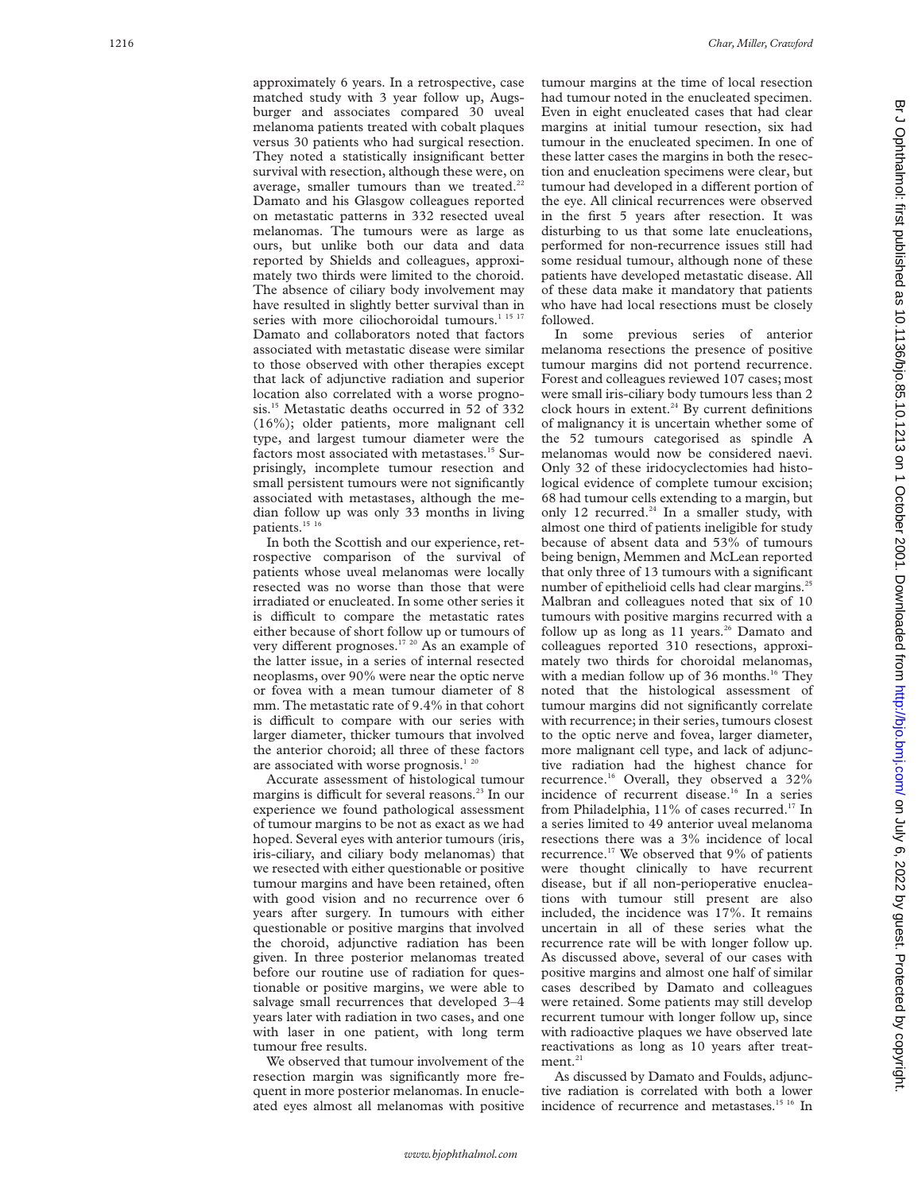approximately 6 years. In a retrospective, case matched study with 3 year follow up, Augsburger and associates compared 30 uveal melanoma patients treated with cobalt plaques versus 30 patients who had surgical resection. They noted a statistically insignificant better survival with resection, although these were, on average, smaller tumours than we treated.[22] Damato and his Glasgow colleagues reported on metastatic patterns in 332 resected uveal melanomas. The tumours were as large as ours, but unlike both our data and data reported by Shields and colleagues, approximately two thirds were limited to the choroid. The absence of ciliary body involvement may have resulted in slightly better survival than in series with more ciliochoroidal tumours.[1 15 17] Damato and collaborators noted that factors associated with metastatic disease were similar to those observed with other therapies except that lack of adjunctive radiation and superior location also correlated with a worse prognosis.[15] Metastatic deaths occurred in 52 of 332 (16%); older patients, more malignant cell type, and largest tumour diameter were the factors most associated with metastases.[15] Surprisingly, incomplete tumour resection and small persistent tumours were not significantly associated with metastases, although the median follow up was only 33 months in living patients.[15 16]

In both the Scottish and our experience, retrospective comparison of the survival of patients whose uveal melanomas were locally resected was no worse than those that were irradiated or enucleated. In some other series it is difficult to compare the metastatic rates either because of short follow up or tumours of very different prognoses.[17 20] As an example of the latter issue, in a series of internal resected neoplasms, over 90% were near the optic nerve or fovea with a mean tumour diameter of 8 mm. The metastatic rate of 9.4% in that cohort is difficult to compare with our series with larger diameter, thicker tumours that involved the anterior choroid; all three of these factors are associated with worse prognosis.[1 20]

Accurate assessment of histological tumour margins is difficult for several reasons.[23] In our experience we found pathological assessment of tumour margins to be not as exact as we had hoped. Several eyes with anterior tumours (iris, iris-ciliary, and ciliary body melanomas) that we resected with either questionable or positive tumour margins and have been retained, often with good vision and no recurrence over 6 years after surgery. In tumours with either questionable or positive margins that involved the choroid, adjunctive radiation has been given. In three posterior melanomas treated before our routine use of radiation for questionable or positive margins, we were able to salvage small recurrences that developed 3–4 years later with radiation in two cases, and one with laser in one patient, with long term tumour free results.

We observed that tumour involvement of the resection margin was significantly more frequent in more posterior melanomas. In enucleated eyes almost all melanomas with positive tumour margins at the time of local resection had tumour noted in the enucleated specimen. Even in eight enucleated cases that had clear margins at initial tumour resection, six had tumour in the enucleated specimen. In one of these latter cases the margins in both the resection and enucleation specimens were clear, but tumour had developed in a different portion of the eye. All clinical recurrences were observed in the first 5 years after resection. It was disturbing to us that some late enucleations, performed for non-recurrence issues still had some residual tumour, although none of these patients have developed metastatic disease. All of these data make it mandatory that patients who have had local resections must be closely followed.

In some previous series of anterior melanoma resections the presence of positive tumour margins did not portend recurrence. Forest and colleagues reviewed 107 cases; most were small iris-ciliary body tumours less than 2 clock hours in extent.[24] By current definitions of malignancy it is uncertain whether some of the 52 tumours categorised as spindle A melanomas would now be considered naevi. Only 32 of these iridocyclectomies had histological evidence of complete tumour excision; 68 had tumour cells extending to a margin, but only 12 recurred.[24] In a smaller study, with almost one third of patients ineligible for study because of absent data and 53% of tumours being benign, Memmen and McLean reported that only three of 13 tumours with a significant number of epithelioid cells had clear margins.[25] Malbran and colleagues noted that six of 10 tumours with positive margins recurred with a follow up as long as 11 years.[26] Damato and colleagues reported 310 resections, approximately two thirds for choroidal melanomas, with a median follow up of 36 months.[16] They noted that the histological assessment of tumour margins did not significantly correlate with recurrence; in their series, tumours closest to the optic nerve and fovea, larger diameter, more malignant cell type, and lack of adjunctive radiation had the highest chance for recurrence.[16] Overall, they observed a 32% incidence of recurrent disease.[16] In a series from Philadelphia, 11% of cases recurred.[17] In a series limited to 49 anterior uveal melanoma resections there was a 3% incidence of local recurrence.[17] We observed that 9% of patients were thought clinically to have recurrent disease, but if all non-perioperative enucleations with tumour still present are also included, the incidence was 17%. It remains uncertain in all of these series what the recurrence rate will be with longer follow up. As discussed above, several of our cases with positive margins and almost one half of similar cases described by Damato and colleagues were retained. Some patients may still develop recurrent tumour with longer follow up, since with radioactive plaques we have observed late reactivations as long as 10 years after treatment.[21]

As discussed by Damato and Foulds, adjunctive radiation is correlated with both a lower incidence of recurrence and metastases.[15 16] In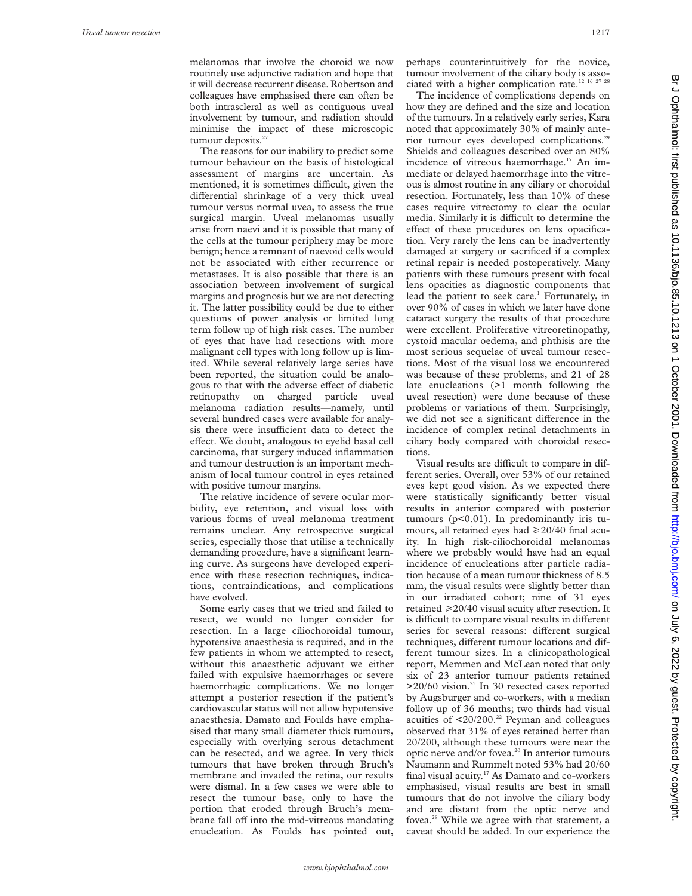melanomas that involve the choroid we now routinely use adjunctive radiation and hope that it will decrease recurrent disease. Robertson and colleagues have emphasised there can often be both intrascleral as well as contiguous uveal involvement by tumour, and radiation should minimise the impact of these microscopic tumour deposits.[27]

The reasons for our inability to predict some tumour behaviour on the basis of histological assessment of margins are uncertain. As mentioned, it is sometimes difficult, given the differential shrinkage of a very thick uveal tumour versus normal uvea, to assess the true surgical margin. Uveal melanomas usually arise from naevi and it is possible that many of the cells at the tumour periphery may be more benign; hence a remnant of naevoid cells would not be associated with either recurrence or metastases. It is also possible that there is an association between involvement of surgical margins and prognosis but we are not detecting it. The latter possibility could be due to either questions of power analysis or limited long term follow up of high risk cases. The number of eyes that have had resections with more malignant cell types with long follow up is limited. While several relatively large series have been reported, the situation could be analogous to that with the adverse effect of diabetic retinopathy on charged particle uveal melanoma radiation results—namely, until several hundred cases were available for analysis there were insufficient data to detect the effect. We doubt, analogous to eyelid basal cell carcinoma, that surgery induced inflammation and tumour destruction is an important mechanism of local tumour control in eyes retained with positive tumour margins.

The relative incidence of severe ocular morbidity, eye retention, and visual loss with various forms of uveal melanoma treatment remains unclear. Any retrospective surgical series, especially those that utilise a technically demanding procedure, have a significant learning curve. As surgeons have developed experience with these resection techniques, indications, contraindications, and complications have evolved.

Some early cases that we tried and failed to resect, we would no longer consider for resection. In a large ciliochoroidal tumour, hypotensive anaesthesia is required, and in the few patients in whom we attempted to resect, without this anaesthetic adjuvant we either failed with expulsive haemorrhages or severe haemorrhagic complications. We no longer attempt a posterior resection if the patient's cardiovascular status will not allow hypotensive anaesthesia. Damato and Foulds have emphasised that many small diameter thick tumours, especially with overlying serous detachment can be resected, and we agree. In very thick tumours that have broken through Bruch's membrane and invaded the retina, our results were dismal. In a few cases we were able to resect the tumour base, only to have the portion that eroded through Bruch's membrane fall off into the mid-vitreous mandating enucleation. As Foulds has pointed out, perhaps counterintuitively for the novice, tumour involvement of the ciliary body is associated with a higher complication rate.[12 16 27 28]

The incidence of complications depends on how they are defined and the size and location of the tumours. In a relatively early series, Kara noted that approximately 30% of mainly anterior tumour eyes developed complications.[29] Shields and colleagues described over an 80% incidence of vitreous haemorrhage.[17] An immediate or delayed haemorrhage into the vitreous is almost routine in any ciliary or choroidal resection. Fortunately, less than 10% of these cases require vitrectomy to clear the ocular media. Similarly it is difficult to determine the effect of these procedures on lens opacification. Very rarely the lens can be inadvertently damaged at surgery or sacrificed if a complex retinal repair is needed postoperatively. Many patients with these tumours present with focal lens opacities as diagnostic components that lead the patient to seek care.[1] Fortunately, in over 90% of cases in which we later have done cataract surgery the results of that procedure were excellent. Proliferative vitreoretinopathy, cystoid macular oedema, and phthisis are the most serious sequelae of uveal tumour resections. Most of the visual loss we encountered was because of these problems, and 21 of 28 late enucleations (>1 month following the uveal resection) were done because of these problems or variations of them. Surprisingly, we did not see a significant difference in the incidence of complex retinal detachments in ciliary body compared with choroidal resections.

Visual results are difficult to compare in different series. Overall, over 53% of our retained eyes kept good vision. As we expected there were statistically significantly better visual results in anterior compared with posterior tumours ($p<0.01$). In predominantly iris tumours, all retained eyes had ≥20/40 final acuity. In high risk-ciliochoroidal melanomas where we probably would have had an equal incidence of enucleations after particle radiation because of a mean tumour thickness of 8.5 mm, the visual results were slightly better than in our irradiated cohort; nine of 31 eyes retained ≥20/40 visual acuity after resection. It is difficult to compare visual results in different series for several reasons: different surgical techniques, different tumour locations and different tumour sizes. In a clinicopathological report, Memmen and McLean noted that only six of 23 anterior tumour patients retained >20/60 vision.[25] In 30 resected cases reported by Augsburger and co-workers, with a median follow up of 36 months; two thirds had visual acuities of <20/200.[22] Peyman and colleagues observed that 31% of eyes retained better than 20/200, although these tumours were near the optic nerve and/or fovea.[20] In anterior tumours Naumann and Rummelt noted 53% had 20/60 final visual acuity.[17] As Damato and co-workers emphasised, visual results are best in small tumours that do not involve the ciliary body and are distant from the optic nerve and fovea.[28] While we agree with that statement, a caveat should be added. In our experience the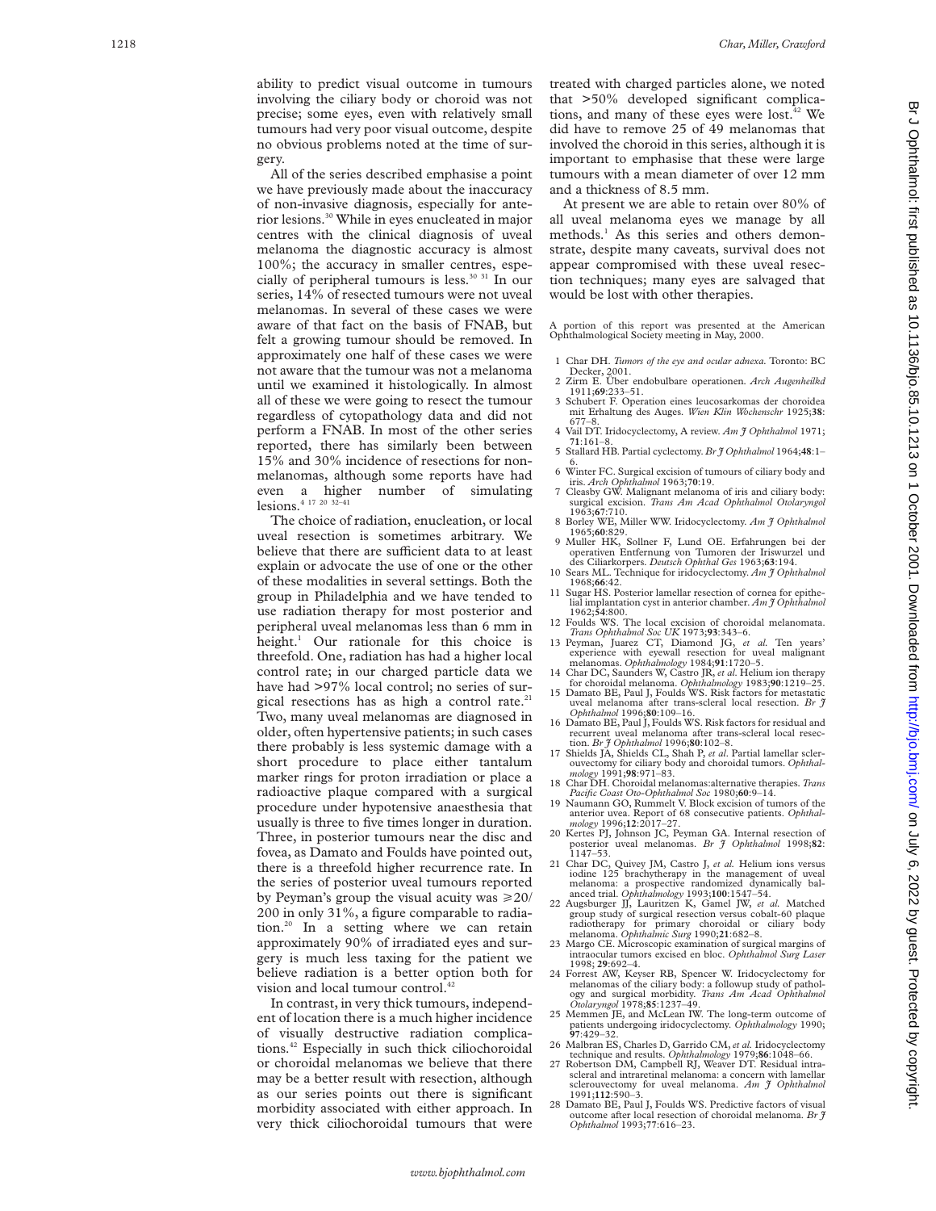ability to predict visual outcome in tumours involving the ciliary body or choroid was not precise; some eyes, even with relatively small tumours had very poor visual outcome, despite no obvious problems noted at the time of surgery.

All of the series described emphasise a point we have previously made about the inaccuracy of non-invasive diagnosis, especially for anterior lesions.[30] While in eyes enucleated in major centres with the clinical diagnosis of uveal melanoma the diagnostic accuracy is almost 100%; the accuracy in smaller centres, especially of peripheral tumours is less.[30 31] In our series, 14% of resected tumours were not uveal melanomas. In several of these cases we were aware of that fact on the basis of FNAB, but felt a growing tumour should be removed. In approximately one half of these cases we were not aware that the tumour was not a melanoma until we examined it histologically. In almost all of these we were going to resect the tumour regardless of cytopathology data and did not perform a FNAB. In most of the other series reported, there has similarly been between 15% and 30% incidence of resections for non-melanomas, although some reports have had even a higher number of simulating lesions.[4 17 20 32–41]

The choice of radiation, enucleation, or local uveal resection is sometimes arbitrary. We believe that there are sufficient data to at least explain or advocate the use of one or the other of these modalities in several settings. Both the group in Philadelphia and we have tended to use radiation therapy for most posterior and peripheral uveal melanomas less than 6 mm in height.[1] Our rationale for this choice is threefold. One, radiation has had a higher local control rate; in our charged particle data we have had >97% local control; no series of surgical resections has as high a control rate.[21] Two, many uveal melanomas are diagnosed in older, often hypertensive patients; in such cases there probably is less systemic damage with a short procedure to place either tantalum marker rings for proton irradiation or place a radioactive plaque compared with a surgical procedure under hypotensive anaesthesia that usually is three to five times longer in duration. Three, in posterior tumours near the disc and fovea, as Damato and Foulds have pointed out, there is a threefold higher recurrence rate. In the series of posterior uveal tumours reported by Peyman's group the visual acuity was ≥20/200 in only 31%, a figure comparable to radiation.[20] In a setting where we can retain approximately 90% of irradiated eyes and surgery is much less taxing for the patient we believe radiation is a better option both for vision and local tumour control.[42]

In contrast, in very thick tumours, independent of location there is a much higher incidence of visually destructive radiation complications.[42] Especially in such thick ciliochoroidal or choroidal melanomas we believe that there may be a better result with resection, although as our series points out there is significant morbidity associated with either approach. In very thick ciliochoroidal tumours that were treated with charged particles alone, we noted that >50% developed significant complications, and many of these eyes were lost.[42] We did have to remove 25 of 49 melanomas that involved the choroid in this series, although it is important to emphasise that these were large tumours with a mean diameter of over 12 mm and a thickness of 8.5 mm.

At present we are able to retain over 80% of all uveal melanoma eyes we manage by all methods.[1] As this series and others demonstrate, despite many caveats, survival does not appear compromised with these uveal resection techniques; many eyes are salvaged that would be lost with other therapies.

A portion of this report was presented at the American Ophthalmological Society meeting in May, 2000.

1 Char DH. *Tumors of the eye and ocular adnexa*. Toronto: BC Decker, 2001.
2 Zirm E. Über endobulbare operationen. *Arch Augenheilkd* 1911;**69**:233–51.
3 Schubert F. Operation eines leucosarkomas der choroidea mit Erhaltung des Auges. *Wien Klin Wochenschr* 1925;**38**: 677–8.
4 Vail DT. Iridocyclectomy, A review. *Am J Ophthalmol* 1971; **71**:161–8.
5 Stallard HB. Partial cyclectomy. *Br J Ophthalmol* 1964;**48**:1–6.
6 Winter FC. Surgical excision of tumours of ciliary body and iris. *Arch Ophthalmol* 1963;**70**:19.
7 Cleasby GW. Malignant melanoma of iris and ciliary body: surgical excision. *Trans Am Acad Ophthalmol Otolaryngol* 1963;**67**:710.
8 Borley WE, Miller WW. Iridocyclectomy. *Am J Ophthalmol* 1965;**60**:829.
9 Muller HK, Sollner F, Lund OE. Erfahrungen bei der operativen Entfernung von Tumoren der Iriswurzel und des Ciliarkorpers. *Deutsch Ophthal Ges* 1963;**63**:194.
10 Sears ML. Technique for iridocyclectomy. *Am J Ophthalmol* 1968;**66**:42.
11 Sugar HS. Posterior lamellar resection of cornea for epithelial implantation cyst in anterior chamber. *Am J Ophthalmol* 1962;**54**:800.
12 Foulds WS. The local excision of choroidal melanomata. *Trans Ophthalmol Soc UK* 1973;**93**:343–6.
13 Peyman, Juarez CT, Diamond JG, *et al*. Ten years' experience with eyewall resection for uveal malignant melanomas. *Ophthalmology* 1984;**91**:1720–5.
14 Char DC, Saunders W, Castro JR, *et al*. Helium ion therapy for choroidal melanoma. *Ophthalmology* 1983;**90**:1219–25.
15 Damato BE, Paul J, Foulds WS. Risk factors for metastatic uveal melanoma after trans-scleral local resection. *Br J Ophthalmol* 1996;**80**:109–16.
16 Damato BE, Paul J, Foulds WS. Risk factors for residual and recurrent uveal melanoma after trans-scleral local resection. *Br J Ophthalmol* 1996;**80**:102–8.
17 Shields JA, Shields CL, Shah P, *et al*. Partial lamellar sclerouvectomy for ciliary body and choroidal tumors. *Ophthalmology* 1991;**98**:971–83.
18 Char DH. Choroidal melanomas:alternative therapies. *Trans Pacific Coast Oto-Ophthalmol Soc* 1980;**60**:9–14.
19 Naumann GO, Rummelt V. Block excision of tumors of the anterior uvea. Report of 68 consecutive patients. *Ophthalmology* 1996;**12**:2017–27.
20 Kertes PJ, Johnson JC, Peyman GA. Internal resection of posterior uveal melanomas. *Br J Ophthalmol* 1998;**82**: 1147–53.
21 Char DC, Quivey JM, Castro J, *et al*. Helium ions versus iodine 125 brachytherapy in the management of uveal melanoma: a prospective randomized dynamically balanced trial. *Ophthalmology* 1993;**100**:1547–54.
22 Augsburger JJ, Lauritzen K, Gamel JW, *et al*. Matched group study of surgical resection versus cobalt-60 plaque radiotherapy for primary choroidal or ciliary body melanoma. *Ophthalmic Surg* 1990;**21**:682–8.
23 Margo CE. Microscopic examination of surgical margins of intraocular tumors excised en bloc. *Ophthalmol Surg Laser* 1998; **29**:692–4.
24 Forrest AW, Keyser RB, Spencer W. Iridocyclectomy for melanomas of the ciliary body: a followup study of pathology and surgical morbidity. *Trans Am Acad Ophthalmol Otolaryngol* 1978;**85**:1237–49.
25 Memmen JE, and McLean IW. The long-term outcome of patients undergoing iridocyclectomy. *Ophthalmology* 1990; **97**:429–32.
26 Malbran ES, Charles D, Garrido CM, *et al*. Iridocyclectomy technique and results. *Ophthalmology* 1979;**86**:1048–66.
27 Robertson DM, Campbell RJ, Weaver DT. Residual intrascleral and intraretinal melanoma: a concern with lamellar sclerouvectomy for uveal melanoma. *Am J Ophthalmol* 1991;**112**:590–3.
28 Damato BE, Paul J, Foulds WS. Predictive factors of visual outcome after local resection of choroidal melanoma. *Br J Ophthalmol* 1993;**77**:616–23.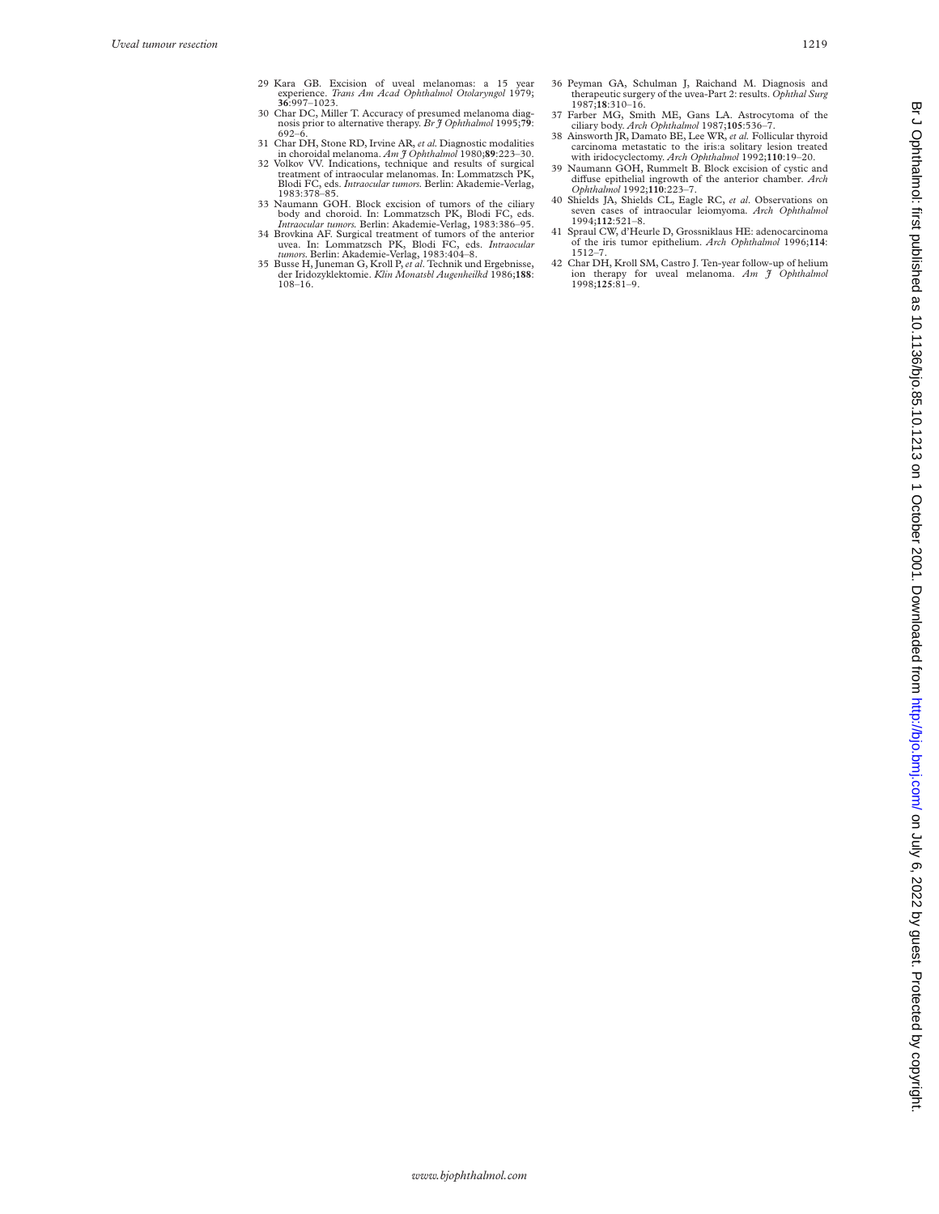29 Kara GB. Excision of uveal melanomas: a 15 year experience. *Trans Am Acad Ophthalmol Otolaryngol* 1979; **36**:997–1023.

30 Char DC, Miller T. Accuracy of presumed melanoma diagnosis prior to alternative therapy. *Br J Ophthalmol* 1995;**79**: 692–6.

31 Char DH, Stone RD, Irvine AR, *et al*. Diagnostic modalities in choroidal melanoma. *Am J Ophthalmol* 1980;**89**:223–30.

32 Volkov VV. Indications, technique and results of surgical treatment of intraocular melanomas. In: Lommatzsch PK, Blodi FC, eds. *Intraocular tumors.* Berlin: Akademie-Verlag, 1983:378–85.

33 Naumann GOH. Block excision of tumors of the ciliary body and choroid. In: Lommatzsch PK, Blodi FC, eds. *Intraocular tumors.* Berlin: Akademie-Verlag, 1983:386–95.

34 Brovkina AF. Surgical treatment of tumors of the anterior uvea. In: Lommatzsch PK, Blodi FC, eds. *Intraocular tumors.* Berlin: Akademie-Verlag, 1983:404–8.

35 Busse H, Juneman G, Kroll P, *et al*. Technik und Ergebnisse, der Iridozyklektomie. *Klin Monatsbl Augenheilkd* 1986;**188**: 108–16.

36 Peyman GA, Schulman J, Raichand M. Diagnosis and therapeutic surgery of the uvea-Part 2: results. *Ophthal Surg* 1987;**18**:310–16.

37 Farber MG, Smith ME, Gans LA. Astrocytoma of the ciliary body. *Arch Ophthalmol* 1987;**105**:536–7.

38 Ainsworth JR, Damato BE, Lee WR, *et al*. Follicular thyroid carcinoma metastatic to the iris:a solitary lesion treated with iridocyclectomy. *Arch Ophthalmol* 1992;**110**:19–20.

39 Naumann GOH, Rummelt B. Block excision of cystic and diffuse epithelial ingrowth of the anterior chamber. *Arch Ophthalmol* 1992;**110**:223–7.

40 Shields JA, Shields CL, Eagle RC, *et al*. Observations on seven cases of intraocular leiomyoma. *Arch Ophthalmol* 1994;**112**:521–8.

41 Spraul CW, d'Heurle D, Grossniklaus HE: adenocarcinoma of the iris tumor epithelium. *Arch Ophthalmol* 1996;**114**: 1512–7.

42 Char DH, Kroll SM, Castro J. Ten-year follow-up of helium ion therapy for uveal melanoma. *Am J Ophthalmol* 1998;**125**:81–9.